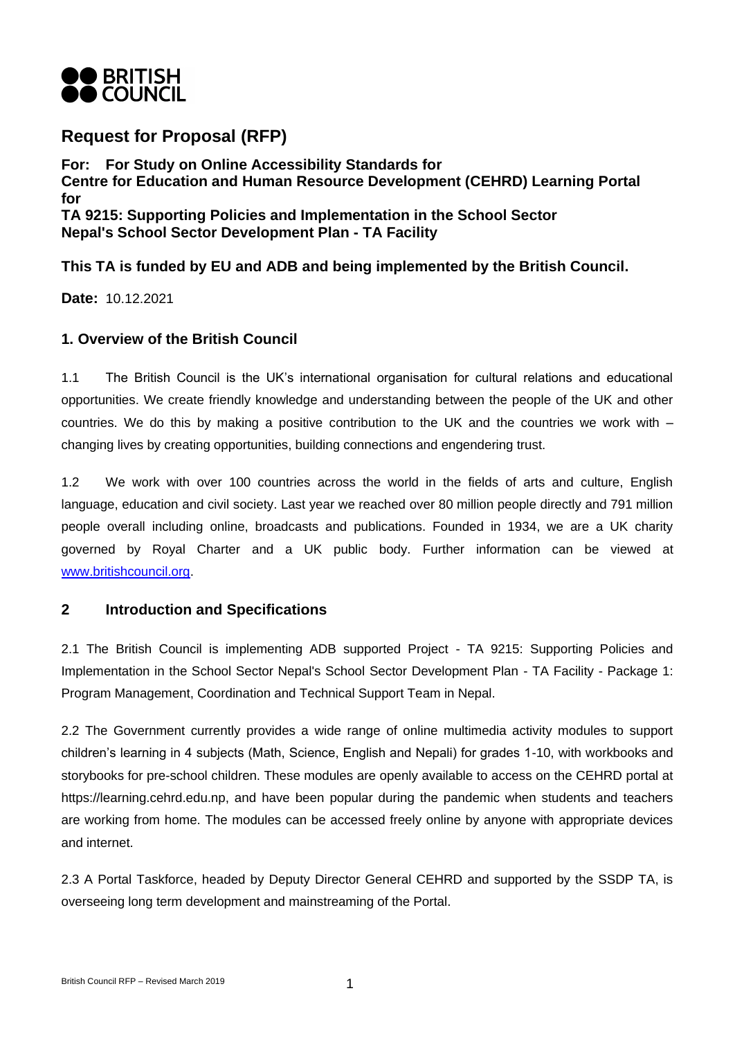**BRITISH COUNCIL**

# Request for Proposal (RFP)

**For: For Study on Online Accessibility Standards for Centre for Education and Human Resource Development (CEHRD) Learning Portal for TA 9215: Supporting Policies and Implementation in the School Sector Nepal's School Sector Development Plan - TA Facility**

**This TA is funded by EU and ADB and being implemented by the British Council.**

**Date:** 10.12.2021

## 1. Overview of the British Council

1.1 The British Council is the UK's international organisation for cultural relations and educational opportunities. We create friendly knowledge and understanding between the people of the UK and other countries. We do this by making a positive contribution to the UK and the countries we work with – changing lives by creating opportunities, building connections and engendering trust.

1.2 We work with over 100 countries across the world in the fields of arts and culture, English language, education and civil society. Last year we reached over 80 million people directly and 791 million people overall including online, broadcasts and publications. Founded in 1934, we are a UK charity governed by Royal Charter and a UK public body. Further information can be viewed at www.britishcouncil.org.

## 2 Introduction and Specifications

2.1 The British Council is implementing ADB supported Project - TA 9215: Supporting Policies and Implementation in the School Sector Nepal's School Sector Development Plan - TA Facility - Package 1: Program Management, Coordination and Technical Support Team in Nepal.

2.2 The Government currently provides a wide range of online multimedia activity modules to support children's learning in 4 subjects (Math, Science, English and Nepali) for grades 1-10, with workbooks and storybooks for pre-school children. These modules are openly available to access on the CEHRD portal at https://learning.cehrd.edu.np, and have been popular during the pandemic when students and teachers are working from home. The modules can be accessed freely online by anyone with appropriate devices and internet.

2.3 A Portal Taskforce, headed by Deputy Director General CEHRD and supported by the SSDP TA, is overseeing long term development and mainstreaming of the Portal.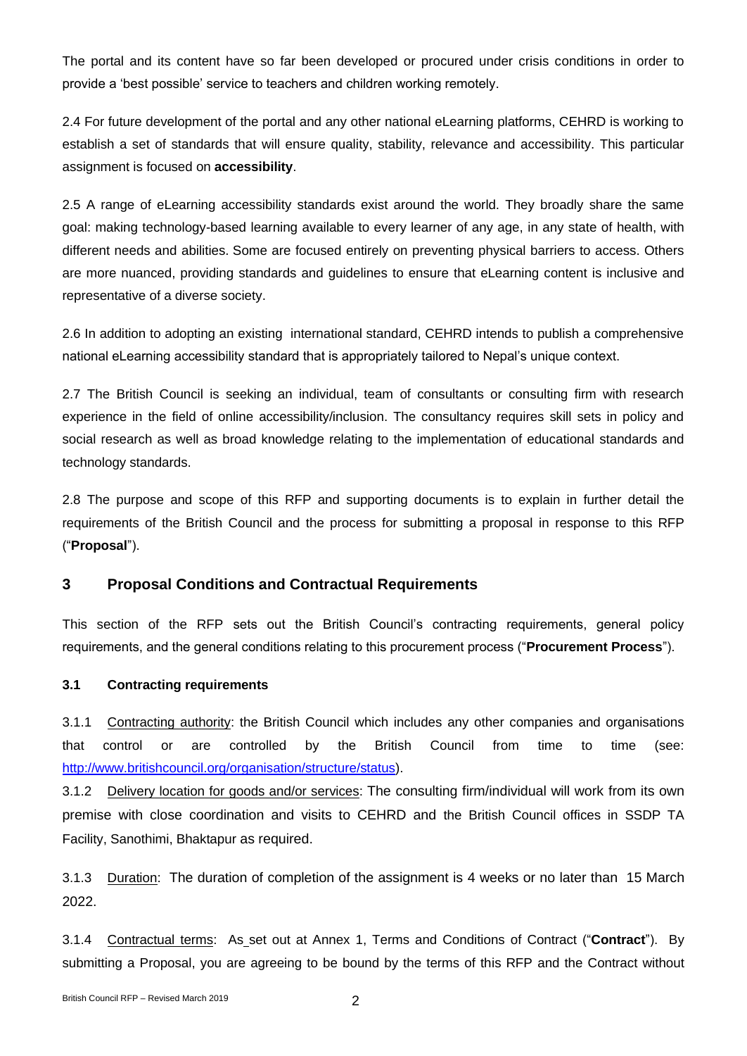The portal and its content have so far been developed or procured under crisis conditions in order to provide a 'best possible' service to teachers and children working remotely.

2.4 For future development of the portal and any other national eLearning platforms, CEHRD is working to establish a set of standards that will ensure quality, stability, relevance and accessibility. This particular assignment is focused on **accessibility**.

2.5 A range of eLearning accessibility standards exist around the world. They broadly share the same goal: making technology-based learning available to every learner of any age, in any state of health, with different needs and abilities. Some are focused entirely on preventing physical barriers to access. Others are more nuanced, providing standards and guidelines to ensure that eLearning content is inclusive and representative of a diverse society.

2.6 In addition to adopting an existing international standard, CEHRD intends to publish a comprehensive national eLearning accessibility standard that is appropriately tailored to Nepal's unique context.

2.7 The British Council is seeking an individual, team of consultants or consulting firm with research experience in the field of online accessibility/inclusion. The consultancy requires skill sets in policy and social research as well as broad knowledge relating to the implementation of educational standards and technology standards.

2.8 The purpose and scope of this RFP and supporting documents is to explain in further detail the requirements of the British Council and the process for submitting a proposal in response to this RFP ("**Proposal**").

## 3 Proposal Conditions and Contractual Requirements

This section of the RFP sets out the British Council's contracting requirements, general policy requirements, and the general conditions relating to this procurement process ("**Procurement Process**").

### 3.1 Contracting requirements

3.1.1 Contracting authority: the British Council which includes any other companies and organisations that control or are controlled by the British Council from time to time (see: http://www.britishcouncil.org/organisation/structure/status).

3.1.2 Delivery location for goods and/or services: The consulting firm/individual will work from its own premise with close coordination and visits to CEHRD and the British Council offices in SSDP TA Facility, Sanothimi, Bhaktapur as required.

3.1.3 Duration: The duration of completion of the assignment is 4 weeks or no later than 15 March 2022.

3.1.4 Contractual terms: As set out at Annex 1, Terms and Conditions of Contract ("**Contract**"). By submitting a Proposal, you are agreeing to be bound by the terms of this RFP and the Contract without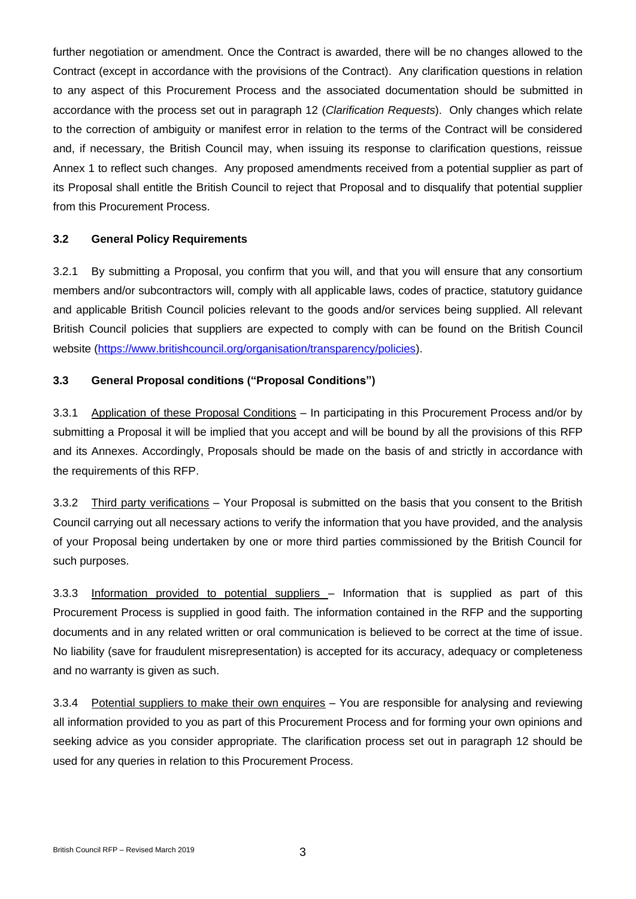further negotiation or amendment. Once the Contract is awarded, there will be no changes allowed to the Contract (except in accordance with the provisions of the Contract). Any clarification questions in relation to any aspect of this Procurement Process and the associated documentation should be submitted in accordance with the process set out in paragraph 12 (*Clarification Requests*). Only changes which relate to the correction of ambiguity or manifest error in relation to the terms of the Contract will be considered and, if necessary, the British Council may, when issuing its response to clarification questions, reissue Annex 1 to reflect such changes. Any proposed amendments received from a potential supplier as part of its Proposal shall entitle the British Council to reject that Proposal and to disqualify that potential supplier from this Procurement Process.

### 3.2 General Policy Requirements

3.2.1 By submitting a Proposal, you confirm that you will, and that you will ensure that any consortium members and/or subcontractors will, comply with all applicable laws, codes of practice, statutory guidance and applicable British Council policies relevant to the goods and/or services being supplied. All relevant British Council policies that suppliers are expected to comply with can be found on the British Council website (https://www.britishcouncil.org/organisation/transparency/policies).

### 3.3 General Proposal conditions ("Proposal Conditions")

3.3.1 Application of these Proposal Conditions – In participating in this Procurement Process and/or by submitting a Proposal it will be implied that you accept and will be bound by all the provisions of this RFP and its Annexes. Accordingly, Proposals should be made on the basis of and strictly in accordance with the requirements of this RFP.

3.3.2 Third party verifications – Your Proposal is submitted on the basis that you consent to the British Council carrying out all necessary actions to verify the information that you have provided, and the analysis of your Proposal being undertaken by one or more third parties commissioned by the British Council for such purposes.

3.3.3 Information provided to potential suppliers – Information that is supplied as part of this Procurement Process is supplied in good faith. The information contained in the RFP and the supporting documents and in any related written or oral communication is believed to be correct at the time of issue. No liability (save for fraudulent misrepresentation) is accepted for its accuracy, adequacy or completeness and no warranty is given as such.

3.3.4 Potential suppliers to make their own enquires – You are responsible for analysing and reviewing all information provided to you as part of this Procurement Process and for forming your own opinions and seeking advice as you consider appropriate. The clarification process set out in paragraph 12 should be used for any queries in relation to this Procurement Process.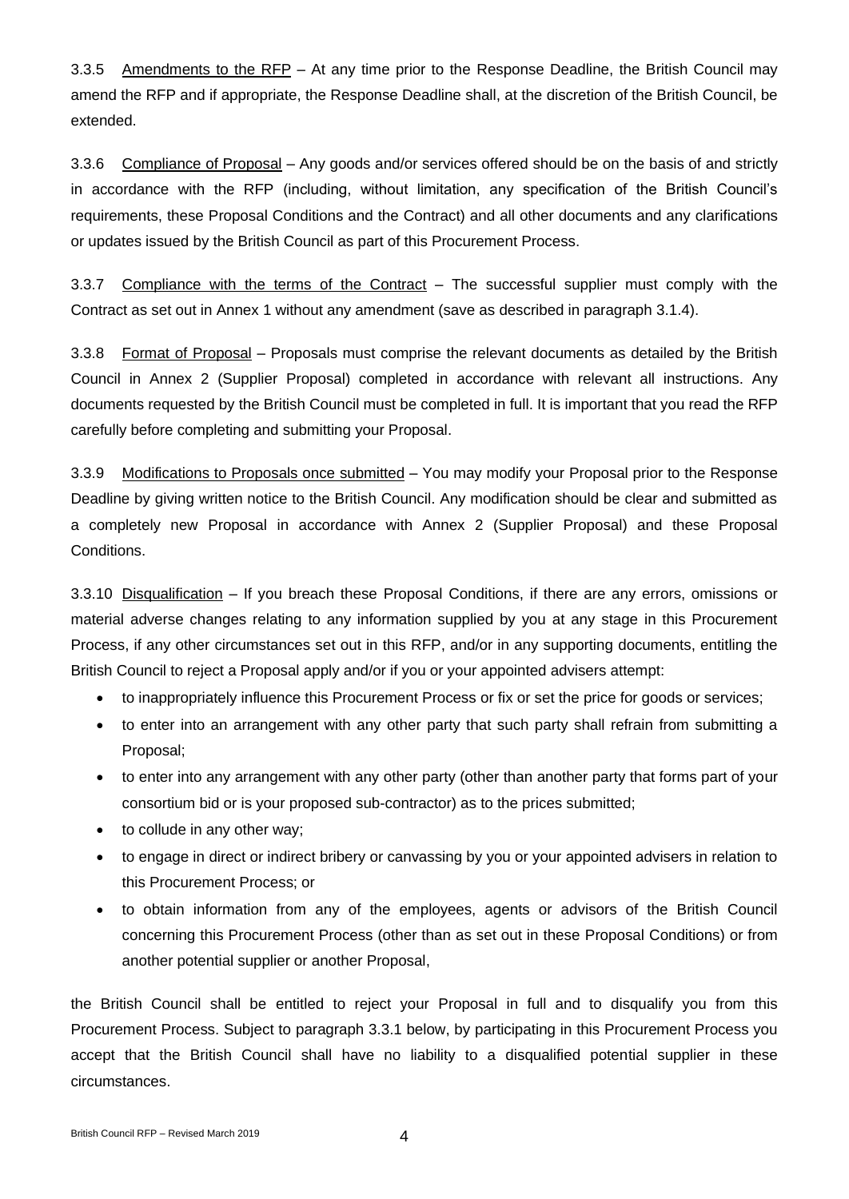3.3.5 Amendments to the RFP – At any time prior to the Response Deadline, the British Council may amend the RFP and if appropriate, the Response Deadline shall, at the discretion of the British Council, be extended.

3.3.6 Compliance of Proposal – Any goods and/or services offered should be on the basis of and strictly in accordance with the RFP (including, without limitation, any specification of the British Council's requirements, these Proposal Conditions and the Contract) and all other documents and any clarifications or updates issued by the British Council as part of this Procurement Process.

3.3.7 Compliance with the terms of the Contract – The successful supplier must comply with the Contract as set out in Annex 1 without any amendment (save as described in paragraph 3.1.4).

3.3.8 Format of Proposal – Proposals must comprise the relevant documents as detailed by the British Council in Annex 2 (Supplier Proposal) completed in accordance with relevant all instructions. Any documents requested by the British Council must be completed in full. It is important that you read the RFP carefully before completing and submitting your Proposal.

3.3.9 Modifications to Proposals once submitted – You may modify your Proposal prior to the Response Deadline by giving written notice to the British Council. Any modification should be clear and submitted as a completely new Proposal in accordance with Annex 2 (Supplier Proposal) and these Proposal Conditions.

3.3.10 Disqualification – If you breach these Proposal Conditions, if there are any errors, omissions or material adverse changes relating to any information supplied by you at any stage in this Procurement Process, if any other circumstances set out in this RFP, and/or in any supporting documents, entitling the British Council to reject a Proposal apply and/or if you or your appointed advisers attempt:

- to inappropriately influence this Procurement Process or fix or set the price for goods or services;
- to enter into an arrangement with any other party that such party shall refrain from submitting a Proposal;
- to enter into any arrangement with any other party (other than another party that forms part of your consortium bid or is your proposed sub-contractor) as to the prices submitted;
- to collude in any other way;
- to engage in direct or indirect bribery or canvassing by you or your appointed advisers in relation to this Procurement Process; or
- to obtain information from any of the employees, agents or advisors of the British Council concerning this Procurement Process (other than as set out in these Proposal Conditions) or from another potential supplier or another Proposal,

the British Council shall be entitled to reject your Proposal in full and to disqualify you from this Procurement Process. Subject to paragraph 3.3.1 below, by participating in this Procurement Process you accept that the British Council shall have no liability to a disqualified potential supplier in these circumstances.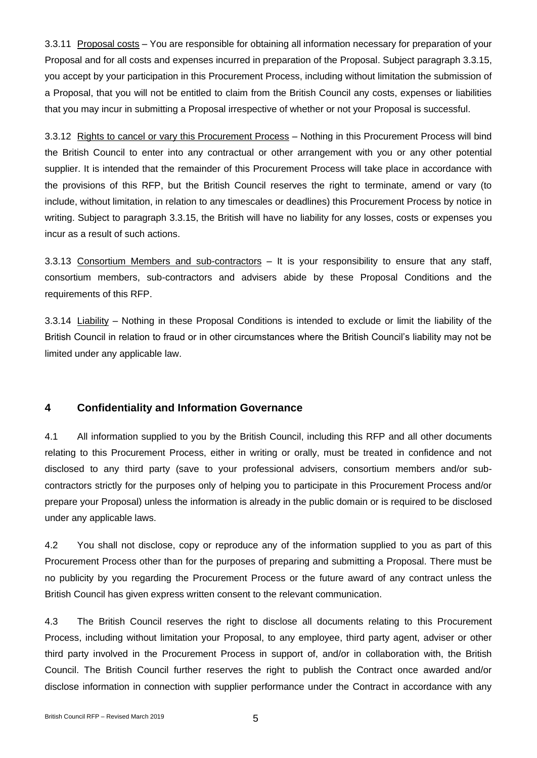3.3.11 Proposal costs – You are responsible for obtaining all information necessary for preparation of your Proposal and for all costs and expenses incurred in preparation of the Proposal. Subject paragraph 3.3.15, you accept by your participation in this Procurement Process, including without limitation the submission of a Proposal, that you will not be entitled to claim from the British Council any costs, expenses or liabilities that you may incur in submitting a Proposal irrespective of whether or not your Proposal is successful.

3.3.12 Rights to cancel or vary this Procurement Process – Nothing in this Procurement Process will bind the British Council to enter into any contractual or other arrangement with you or any other potential supplier. It is intended that the remainder of this Procurement Process will take place in accordance with the provisions of this RFP, but the British Council reserves the right to terminate, amend or vary (to include, without limitation, in relation to any timescales or deadlines) this Procurement Process by notice in writing. Subject to paragraph 3.3.15, the British will have no liability for any losses, costs or expenses you incur as a result of such actions.

3.3.13 Consortium Members and sub-contractors – It is your responsibility to ensure that any staff, consortium members, sub-contractors and advisers abide by these Proposal Conditions and the requirements of this RFP.

3.3.14 Liability – Nothing in these Proposal Conditions is intended to exclude or limit the liability of the British Council in relation to fraud or in other circumstances where the British Council's liability may not be limited under any applicable law.

## 4 Confidentiality and Information Governance

4.1 All information supplied to you by the British Council, including this RFP and all other documents relating to this Procurement Process, either in writing or orally, must be treated in confidence and not disclosed to any third party (save to your professional advisers, consortium members and/or sub-contractors strictly for the purposes only of helping you to participate in this Procurement Process and/or prepare your Proposal) unless the information is already in the public domain or is required to be disclosed under any applicable laws.

4.2 You shall not disclose, copy or reproduce any of the information supplied to you as part of this Procurement Process other than for the purposes of preparing and submitting a Proposal. There must be no publicity by you regarding the Procurement Process or the future award of any contract unless the British Council has given express written consent to the relevant communication.

4.3 The British Council reserves the right to disclose all documents relating to this Procurement Process, including without limitation your Proposal, to any employee, third party agent, adviser or other third party involved in the Procurement Process in support of, and/or in collaboration with, the British Council. The British Council further reserves the right to publish the Contract once awarded and/or disclose information in connection with supplier performance under the Contract in accordance with any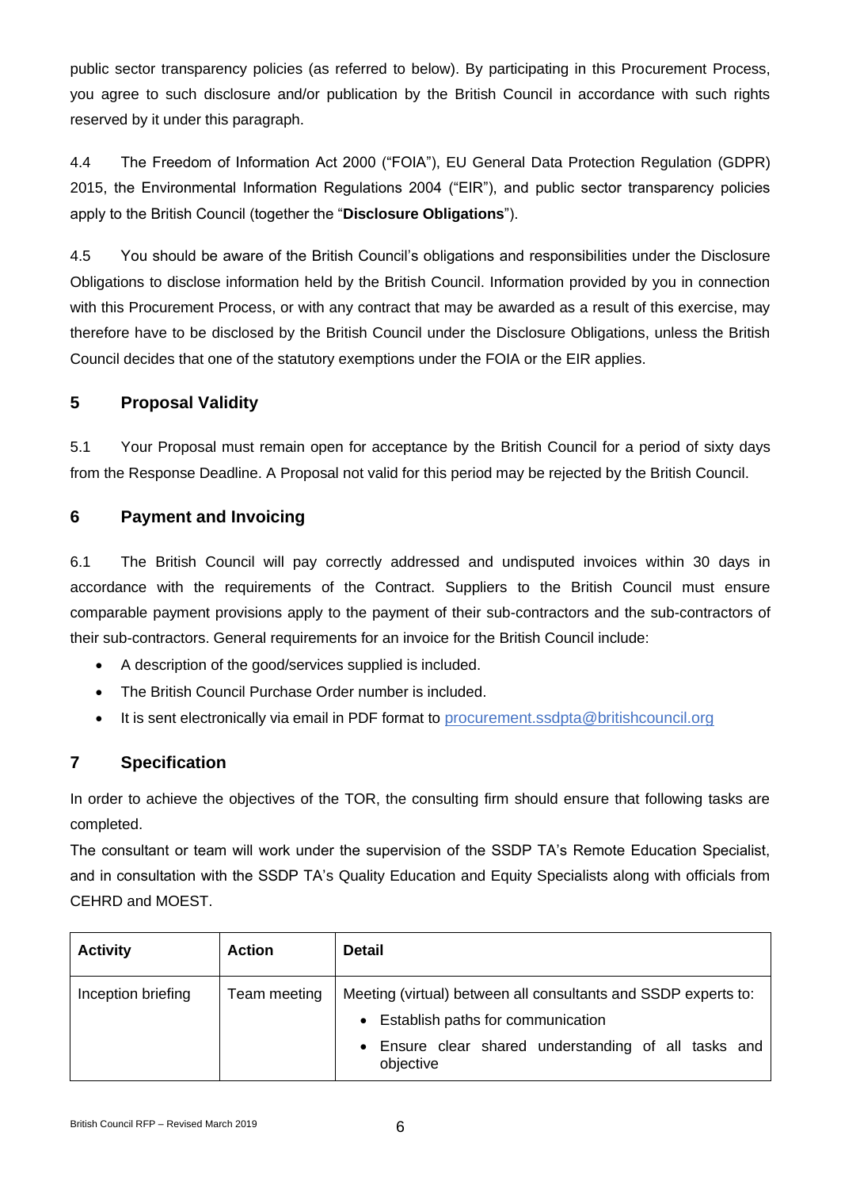public sector transparency policies (as referred to below). By participating in this Procurement Process, you agree to such disclosure and/or publication by the British Council in accordance with such rights reserved by it under this paragraph.

4.4 The Freedom of Information Act 2000 ("FOIA"), EU General Data Protection Regulation (GDPR) 2015, the Environmental Information Regulations 2004 ("EIR"), and public sector transparency policies apply to the British Council (together the "**Disclosure Obligations**").

4.5 You should be aware of the British Council's obligations and responsibilities under the Disclosure Obligations to disclose information held by the British Council. Information provided by you in connection with this Procurement Process, or with any contract that may be awarded as a result of this exercise, may therefore have to be disclosed by the British Council under the Disclosure Obligations, unless the British Council decides that one of the statutory exemptions under the FOIA or the EIR applies.

## 5 Proposal Validity

5.1 Your Proposal must remain open for acceptance by the British Council for a period of sixty days from the Response Deadline. A Proposal not valid for this period may be rejected by the British Council.

## 6 Payment and Invoicing

6.1 The British Council will pay correctly addressed and undisputed invoices within 30 days in accordance with the requirements of the Contract. Suppliers to the British Council must ensure comparable payment provisions apply to the payment of their sub-contractors and the sub-contractors of their sub-contractors. General requirements for an invoice for the British Council include:

- A description of the good/services supplied is included.
- The British Council Purchase Order number is included.
- It is sent electronically via email in PDF format to procurement.ssdpta@britishcouncil.org

## 7 Specification

In order to achieve the objectives of the TOR, the consulting firm should ensure that following tasks are completed.

The consultant or team will work under the supervision of the SSDP TA's Remote Education Specialist, and in consultation with the SSDP TA's Quality Education and Equity Specialists along with officials from CEHRD and MOEST.

| Activity | Action | Detail |
| --- | --- | --- |
| Inception briefing | Team meeting | Meeting (virtual) between all consultants and SSDP experts to:<br>• Establish paths for communication<br>• Ensure clear shared understanding of all tasks and objective |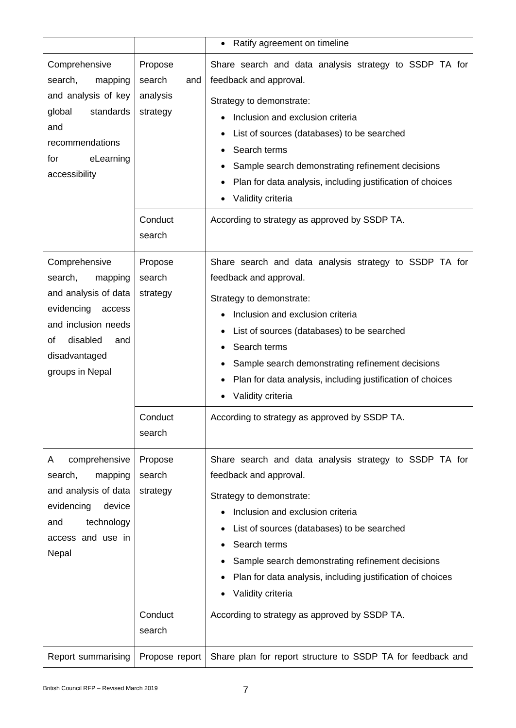| | | |
|---|---|---|
| | | • Ratify agreement on timeline |
| Comprehensive search, mapping and analysis of key global standards and recommendations for eLearning accessibility | Propose search and analysis strategy | Share search and data analysis strategy to SSDP TA for feedback and approval.<br><br>Strategy to demonstrate:<br>• Inclusion and exclusion criteria<br>• List of sources (databases) to be searched<br>• Search terms<br>• Sample search demonstrating refinement decisions<br>• Plan for data analysis, including justification of choices<br>• Validity criteria |
| | Conduct search | According to strategy as approved by SSDP TA. |
| Comprehensive search, mapping and analysis of data evidencing access and inclusion needs of disabled and disadvantaged groups in Nepal | Propose search strategy | Share search and data analysis strategy to SSDP TA for feedback and approval.<br><br>Strategy to demonstrate:<br>• Inclusion and exclusion criteria<br>• List of sources (databases) to be searched<br>• Search terms<br>• Sample search demonstrating refinement decisions<br>• Plan for data analysis, including justification of choices<br>• Validity criteria |
| | Conduct search | According to strategy as approved by SSDP TA. |
| A comprehensive search, mapping and analysis of data evidencing device and technology access and use in Nepal | Propose search strategy | Share search and data analysis strategy to SSDP TA for feedback and approval.<br><br>Strategy to demonstrate:<br>• Inclusion and exclusion criteria<br>• List of sources (databases) to be searched<br>• Search terms<br>• Sample search demonstrating refinement decisions<br>• Plan for data analysis, including justification of choices<br>• Validity criteria |
| | Conduct search | According to strategy as approved by SSDP TA. |
| Report summarising | Propose report | Share plan for report structure to SSDP TA for feedback and |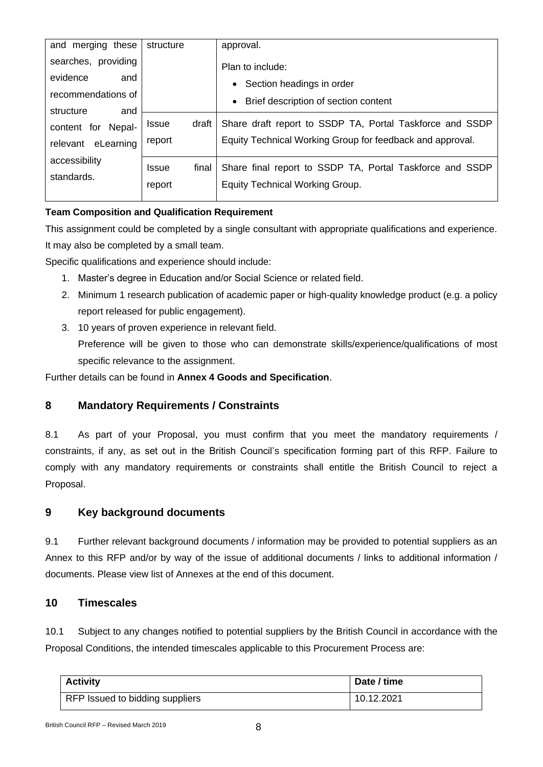| and merging these searches, providing evidence and recommendations of structure and content for Nepal-relevant eLearning accessibility standards. | structure | approval.<br><br>Plan to include:<br>• Section headings in order<br>• Brief description of section content |
|---|---|---|
| | Issue draft report | Share draft report to SSDP TA, Portal Taskforce and SSDP Equity Technical Working Group for feedback and approval. |
| | Issue final report | Share final report to SSDP TA, Portal Taskforce and SSDP Equity Technical Working Group. |

**Team Composition and Qualification Requirement**

This assignment could be completed by a single consultant with appropriate qualifications and experience. It may also be completed by a small team.

Specific qualifications and experience should include:

1. Master's degree in Education and/or Social Science or related field.
2. Minimum 1 research publication of academic paper or high-quality knowledge product (e.g. a policy report released for public engagement).
3. 10 years of proven experience in relevant field.

   Preference will be given to those who can demonstrate skills/experience/qualifications of most specific relevance to the assignment.

Further details can be found in **Annex 4 Goods and Specification**.

## 8 Mandatory Requirements / Constraints

8.1 As part of your Proposal, you must confirm that you meet the mandatory requirements / constraints, if any, as set out in the British Council's specification forming part of this RFP. Failure to comply with any mandatory requirements or constraints shall entitle the British Council to reject a Proposal.

## 9 Key background documents

9.1 Further relevant background documents / information may be provided to potential suppliers as an Annex to this RFP and/or by way of the issue of additional documents / links to additional information / documents. Please view list of Annexes at the end of this document.

## 10 Timescales

10.1 Subject to any changes notified to potential suppliers by the British Council in accordance with the Proposal Conditions, the intended timescales applicable to this Procurement Process are:

| Activity | Date / time |
|---|---|
| RFP Issued to bidding suppliers | 10.12.2021 |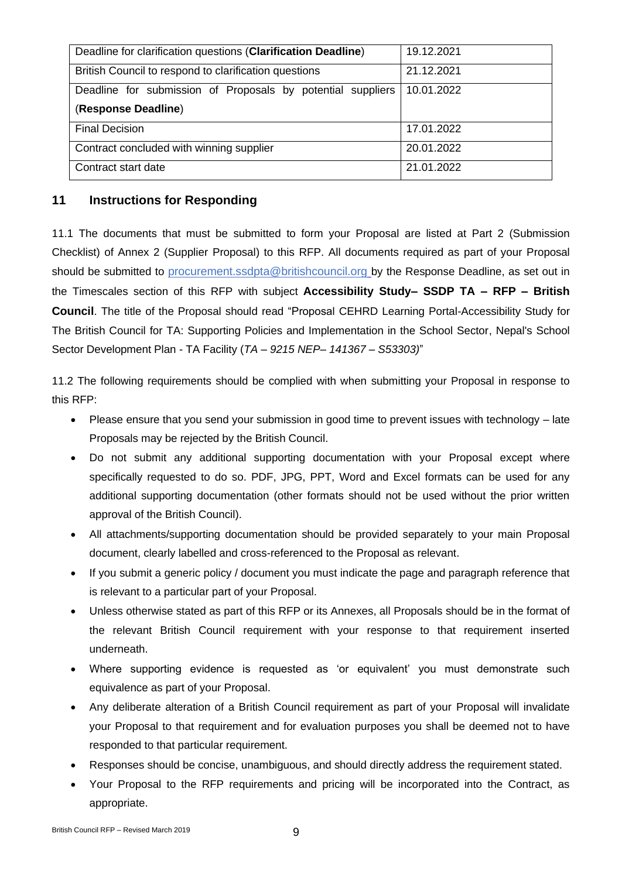| Deadline for clarification questions (**Clarification Deadline**) | 19.12.2021 |
|---|---|
| British Council to respond to clarification questions | 21.12.2021 |
| Deadline for submission of Proposals by potential suppliers (**Response Deadline**) | 10.01.2022 |
| Final Decision | 17.01.2022 |
| Contract concluded with winning supplier | 20.01.2022 |
| Contract start date | 21.01.2022 |

## 11 Instructions for Responding

11.1 The documents that must be submitted to form your Proposal are listed at Part 2 (Submission Checklist) of Annex 2 (Supplier Proposal) to this RFP. All documents required as part of your Proposal should be submitted to procurement.ssdpta@britishcouncil.org by the Response Deadline, as set out in the Timescales section of this RFP with subject **Accessibility Study– SSDP TA – RFP – British Council**. The title of the Proposal should read "Proposal CEHRD Learning Portal-Accessibility Study for The British Council for TA: Supporting Policies and Implementation in the School Sector, Nepal's School Sector Development Plan - TA Facility (*TA – 9215 NEP– 141367 – S53303)*"

11.2 The following requirements should be complied with when submitting your Proposal in response to this RFP:

- Please ensure that you send your submission in good time to prevent issues with technology – late Proposals may be rejected by the British Council.
- Do not submit any additional supporting documentation with your Proposal except where specifically requested to do so. PDF, JPG, PPT, Word and Excel formats can be used for any additional supporting documentation (other formats should not be used without the prior written approval of the British Council).
- All attachments/supporting documentation should be provided separately to your main Proposal document, clearly labelled and cross-referenced to the Proposal as relevant.
- If you submit a generic policy / document you must indicate the page and paragraph reference that is relevant to a particular part of your Proposal.
- Unless otherwise stated as part of this RFP or its Annexes, all Proposals should be in the format of the relevant British Council requirement with your response to that requirement inserted underneath.
- Where supporting evidence is requested as 'or equivalent' you must demonstrate such equivalence as part of your Proposal.
- Any deliberate alteration of a British Council requirement as part of your Proposal will invalidate your Proposal to that requirement and for evaluation purposes you shall be deemed not to have responded to that particular requirement.
- Responses should be concise, unambiguous, and should directly address the requirement stated.
- Your Proposal to the RFP requirements and pricing will be incorporated into the Contract, as appropriate.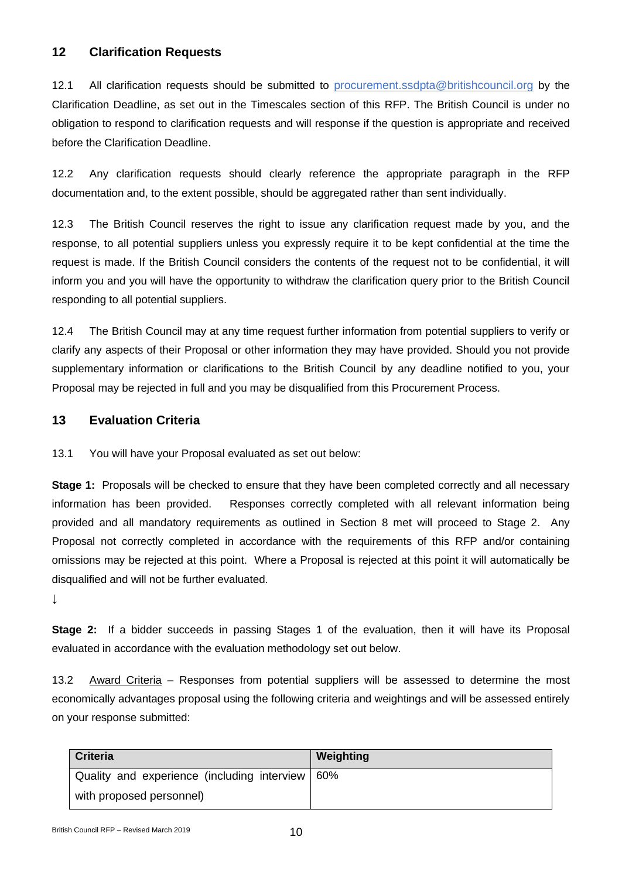## 12 Clarification Requests

12.1 All clarification requests should be submitted to procurement.ssdpta@britishcouncil.org by the Clarification Deadline, as set out in the Timescales section of this RFP. The British Council is under no obligation to respond to clarification requests and will response if the question is appropriate and received before the Clarification Deadline.

12.2 Any clarification requests should clearly reference the appropriate paragraph in the RFP documentation and, to the extent possible, should be aggregated rather than sent individually.

12.3 The British Council reserves the right to issue any clarification request made by you, and the response, to all potential suppliers unless you expressly require it to be kept confidential at the time the request is made. If the British Council considers the contents of the request not to be confidential, it will inform you and you will have the opportunity to withdraw the clarification query prior to the British Council responding to all potential suppliers.

12.4 The British Council may at any time request further information from potential suppliers to verify or clarify any aspects of their Proposal or other information they may have provided. Should you not provide supplementary information or clarifications to the British Council by any deadline notified to you, your Proposal may be rejected in full and you may be disqualified from this Procurement Process.

## 13 Evaluation Criteria

13.1 You will have your Proposal evaluated as set out below:

**Stage 1:** Proposals will be checked to ensure that they have been completed correctly and all necessary information has been provided. Responses correctly completed with all relevant information being provided and all mandatory requirements as outlined in Section 8 met will proceed to Stage 2. Any Proposal not correctly completed in accordance with the requirements of this RFP and/or containing omissions may be rejected at this point. Where a Proposal is rejected at this point it will automatically be disqualified and will not be further evaluated.

↓

**Stage 2:** If a bidder succeeds in passing Stages 1 of the evaluation, then it will have its Proposal evaluated in accordance with the evaluation methodology set out below.

13.2 Award Criteria – Responses from potential suppliers will be assessed to determine the most economically advantages proposal using the following criteria and weightings and will be assessed entirely on your response submitted:

| Criteria | Weighting |
|---|---|
| Quality and experience (including interview with proposed personnel) | 60% |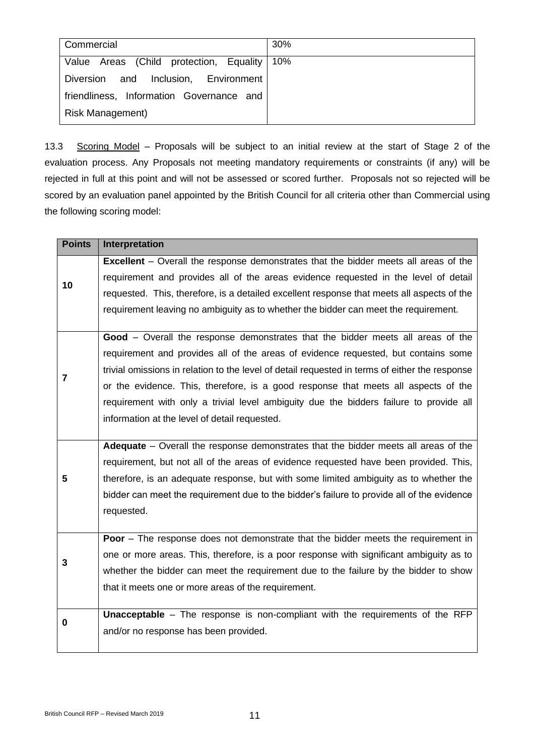| Commercial | 30% |
|---|---|
| Value Areas (Child protection, Equality Diversion and Inclusion, Environment friendliness, Information Governance and Risk Management) | 10% |

13.3 Scoring Model – Proposals will be subject to an initial review at the start of Stage 2 of the evaluation process. Any Proposals not meeting mandatory requirements or constraints (if any) will be rejected in full at this point and will not be assessed or scored further. Proposals not so rejected will be scored by an evaluation panel appointed by the British Council for all criteria other than Commercial using the following scoring model:

| Points | Interpretation |
|---|---|
| **10** | **Excellent** – Overall the response demonstrates that the bidder meets all areas of the requirement and provides all of the areas evidence requested in the level of detail requested. This, therefore, is a detailed excellent response that meets all aspects of the requirement leaving no ambiguity as to whether the bidder can meet the requirement. |
| **7** | **Good** – Overall the response demonstrates that the bidder meets all areas of the requirement and provides all of the areas of evidence requested, but contains some trivial omissions in relation to the level of detail requested in terms of either the response or the evidence. This, therefore, is a good response that meets all aspects of the requirement with only a trivial level ambiguity due the bidders failure to provide all information at the level of detail requested. |
| **5** | **Adequate** – Overall the response demonstrates that the bidder meets all areas of the requirement, but not all of the areas of evidence requested have been provided. This, therefore, is an adequate response, but with some limited ambiguity as to whether the bidder can meet the requirement due to the bidder's failure to provide all of the evidence requested. |
| **3** | **Poor** – The response does not demonstrate that the bidder meets the requirement in one or more areas. This, therefore, is a poor response with significant ambiguity as to whether the bidder can meet the requirement due to the failure by the bidder to show that it meets one or more areas of the requirement. |
| **0** | **Unacceptable** – The response is non-compliant with the requirements of the RFP and/or no response has been provided. |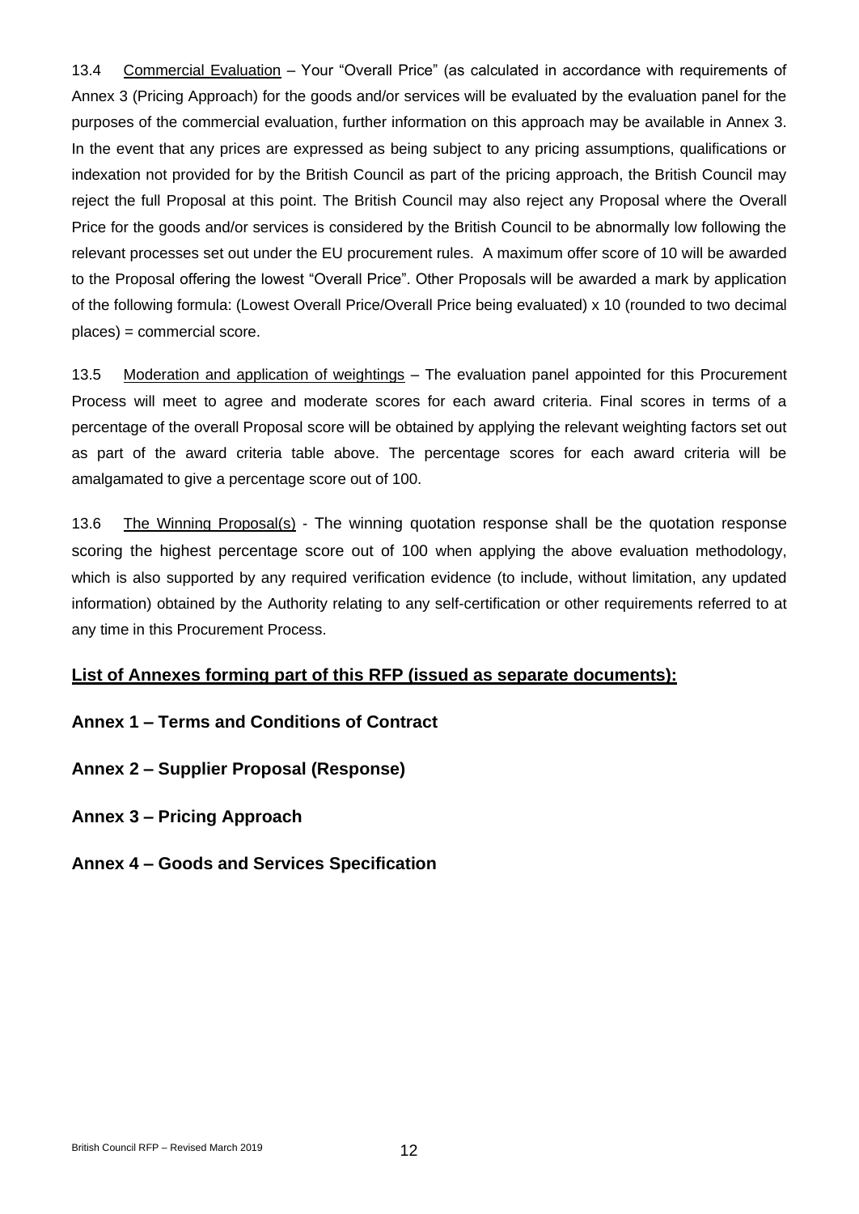13.4 Commercial Evaluation – Your "Overall Price" (as calculated in accordance with requirements of Annex 3 (Pricing Approach) for the goods and/or services will be evaluated by the evaluation panel for the purposes of the commercial evaluation, further information on this approach may be available in Annex 3. In the event that any prices are expressed as being subject to any pricing assumptions, qualifications or indexation not provided for by the British Council as part of the pricing approach, the British Council may reject the full Proposal at this point. The British Council may also reject any Proposal where the Overall Price for the goods and/or services is considered by the British Council to be abnormally low following the relevant processes set out under the EU procurement rules. A maximum offer score of 10 will be awarded to the Proposal offering the lowest "Overall Price". Other Proposals will be awarded a mark by application of the following formula: (Lowest Overall Price/Overall Price being evaluated) x 10 (rounded to two decimal places) = commercial score.

13.5 Moderation and application of weightings – The evaluation panel appointed for this Procurement Process will meet to agree and moderate scores for each award criteria. Final scores in terms of a percentage of the overall Proposal score will be obtained by applying the relevant weighting factors set out as part of the award criteria table above. The percentage scores for each award criteria will be amalgamated to give a percentage score out of 100.

13.6 The Winning Proposal(s) - The winning quotation response shall be the quotation response scoring the highest percentage score out of 100 when applying the above evaluation methodology, which is also supported by any required verification evidence (to include, without limitation, any updated information) obtained by the Authority relating to any self-certification or other requirements referred to at any time in this Procurement Process.

**List of Annexes forming part of this RFP (issued as separate documents):**

**Annex 1 – Terms and Conditions of Contract**

**Annex 2 – Supplier Proposal (Response)**

**Annex 3 – Pricing Approach**

**Annex 4 – Goods and Services Specification**